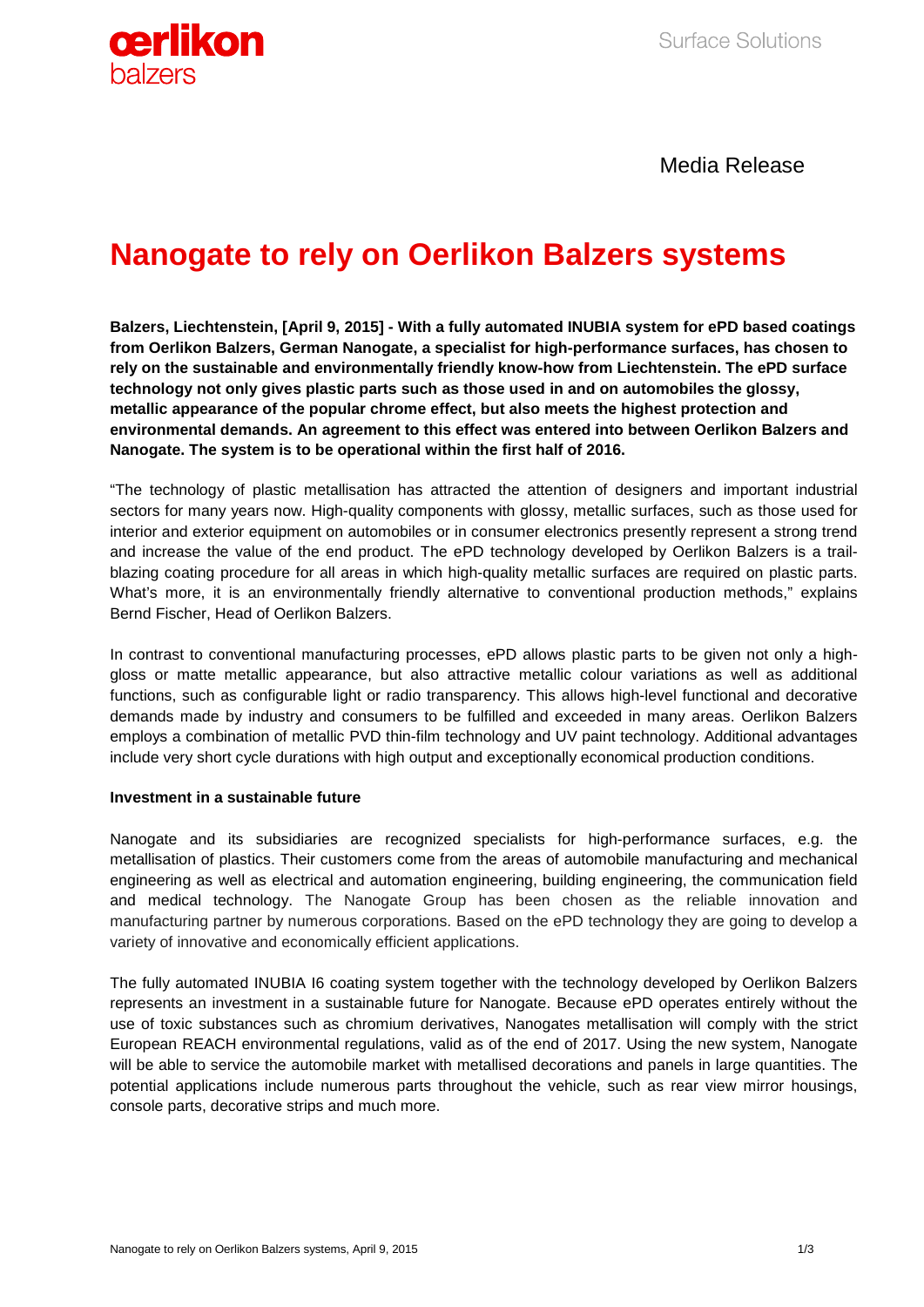Surface Solutions

Media Release

# Nanogate to rely on Oerlikon Balzers systems

**Balzers, Liechtenstein, [April 9, 2015] - With a fully automated INUBIA system for ePD based coatings from Oerlikon Balzers, German Nanogate, a specialist for high-performance surfaces, has chosen to rely on the sustainable and environmentally friendly know-how from Liechtenstein. The ePD surface technology not only gives plastic parts such as those used in and on automobiles the glossy, metallic appearance of the popular chrome effect, but also meets the highest protection and environmental demands. An agreement to this effect was entered into between Oerlikon Balzers and Nanogate. The system is to be operational within the first half of 2016.**

"The technology of plastic metallisation has attracted the attention of designers and important industrial sectors for many years now. High-quality components with glossy, metallic surfaces, such as those used for interior and exterior equipment on automobiles or in consumer electronics presently represent a strong trend and increase the value of the end product. The ePD technology developed by Oerlikon Balzers is a trail-blazing coating procedure for all areas in which high-quality metallic surfaces are required on plastic parts. What's more, it is an environmentally friendly alternative to conventional production methods," explains Bernd Fischer, Head of Oerlikon Balzers.

In contrast to conventional manufacturing processes, ePD allows plastic parts to be given not only a high-gloss or matte metallic appearance, but also attractive metallic colour variations as well as additional functions, such as configurable light or radio transparency. This allows high-level functional and decorative demands made by industry and consumers to be fulfilled and exceeded in many areas. Oerlikon Balzers employs a combination of metallic PVD thin-film technology and UV paint technology. Additional advantages include very short cycle durations with high output and exceptionally economical production conditions.

**Investment in a sustainable future**

Nanogate and its subsidiaries are recognized specialists for high-performance surfaces, e.g. the metallisation of plastics. Their customers come from the areas of automobile manufacturing and mechanical engineering as well as electrical and automation engineering, building engineering, the communication field and medical technology. The Nanogate Group has been chosen as the reliable innovation and manufacturing partner by numerous corporations. Based on the ePD technology they are going to develop a variety of innovative and economically efficient applications.

The fully automated INUBIA I6 coating system together with the technology developed by Oerlikon Balzers represents an investment in a sustainable future for Nanogate. Because ePD operates entirely without the use of toxic substances such as chromium derivatives, Nanogates metallisation will comply with the strict European REACH environmental regulations, valid as of the end of 2017. Using the new system, Nanogate will be able to service the automobile market with metallised decorations and panels in large quantities. The potential applications include numerous parts throughout the vehicle, such as rear view mirror housings, console parts, decorative strips and much more.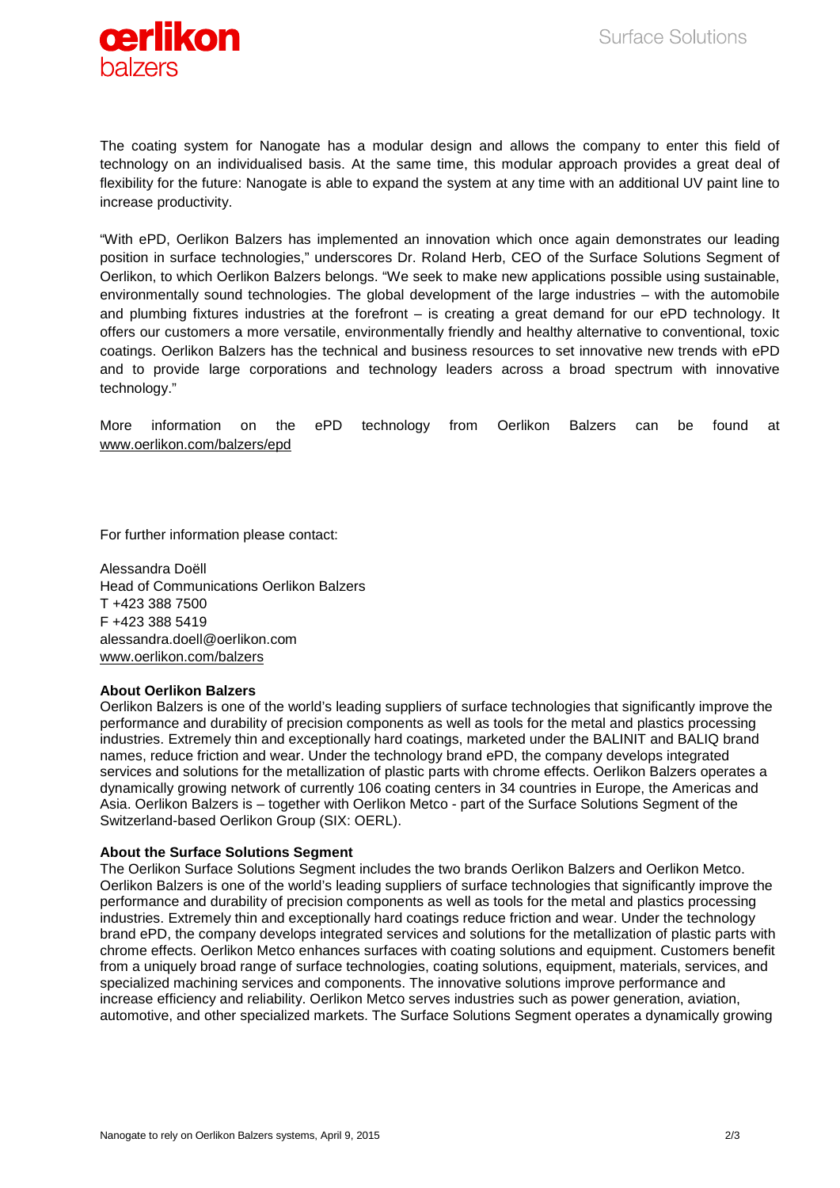The coating system for Nanogate has a modular design and allows the company to enter this field of technology on an individualised basis. At the same time, this modular approach provides a great deal of flexibility for the future: Nanogate is able to expand the system at any time with an additional UV paint line to increase productivity.

"With ePD, Oerlikon Balzers has implemented an innovation which once again demonstrates our leading position in surface technologies," underscores Dr. Roland Herb, CEO of the Surface Solutions Segment of Oerlikon, to which Oerlikon Balzers belongs. "We seek to make new applications possible using sustainable, environmentally sound technologies. The global development of the large industries – with the automobile and plumbing fixtures industries at the forefront – is creating a great demand for our ePD technology. It offers our customers a more versatile, environmentally friendly and healthy alternative to conventional, toxic coatings. Oerlikon Balzers has the technical and business resources to set innovative new trends with ePD and to provide large corporations and technology leaders across a broad spectrum with innovative technology."

More information on the ePD technology from Oerlikon Balzers can be found at www.oerlikon.com/balzers/epd

For further information please contact:

Alessandra Doëll
Head of Communications Oerlikon Balzers
T +423 388 7500
F +423 388 5419
alessandra.doell@oerlikon.com
www.oerlikon.com/balzers

**About Oerlikon Balzers**

Oerlikon Balzers is one of the world's leading suppliers of surface technologies that significantly improve the performance and durability of precision components as well as tools for the metal and plastics processing industries. Extremely thin and exceptionally hard coatings, marketed under the BALINIT and BALIQ brand names, reduce friction and wear. Under the technology brand ePD, the company develops integrated services and solutions for the metallization of plastic parts with chrome effects. Oerlikon Balzers operates a dynamically growing network of currently 106 coating centers in 34 countries in Europe, the Americas and Asia. Oerlikon Balzers is – together with Oerlikon Metco - part of the Surface Solutions Segment of the Switzerland-based Oerlikon Group (SIX: OERL).

**About the Surface Solutions Segment**

The Oerlikon Surface Solutions Segment includes the two brands Oerlikon Balzers and Oerlikon Metco. Oerlikon Balzers is one of the world's leading suppliers of surface technologies that significantly improve the performance and durability of precision components as well as tools for the metal and plastics processing industries. Extremely thin and exceptionally hard coatings reduce friction and wear. Under the technology brand ePD, the company develops integrated services and solutions for the metallization of plastic parts with chrome effects. Oerlikon Metco enhances surfaces with coating solutions and equipment. Customers benefit from a uniquely broad range of surface technologies, coating solutions, equipment, materials, services, and specialized machining services and components. The innovative solutions improve performance and increase efficiency and reliability. Oerlikon Metco serves industries such as power generation, aviation, automotive, and other specialized markets. The Surface Solutions Segment operates a dynamically growing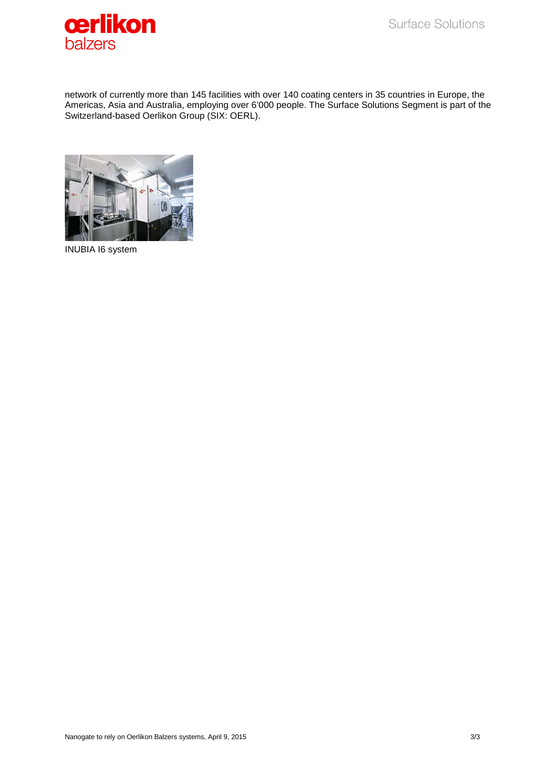network of currently more than 145 facilities with over 140 coating centers in 35 countries in Europe, the Americas, Asia and Australia, employing over 6'000 people. The Surface Solutions Segment is part of the Switzerland-based Oerlikon Group (SIX: OERL).

INUBIA I6 system